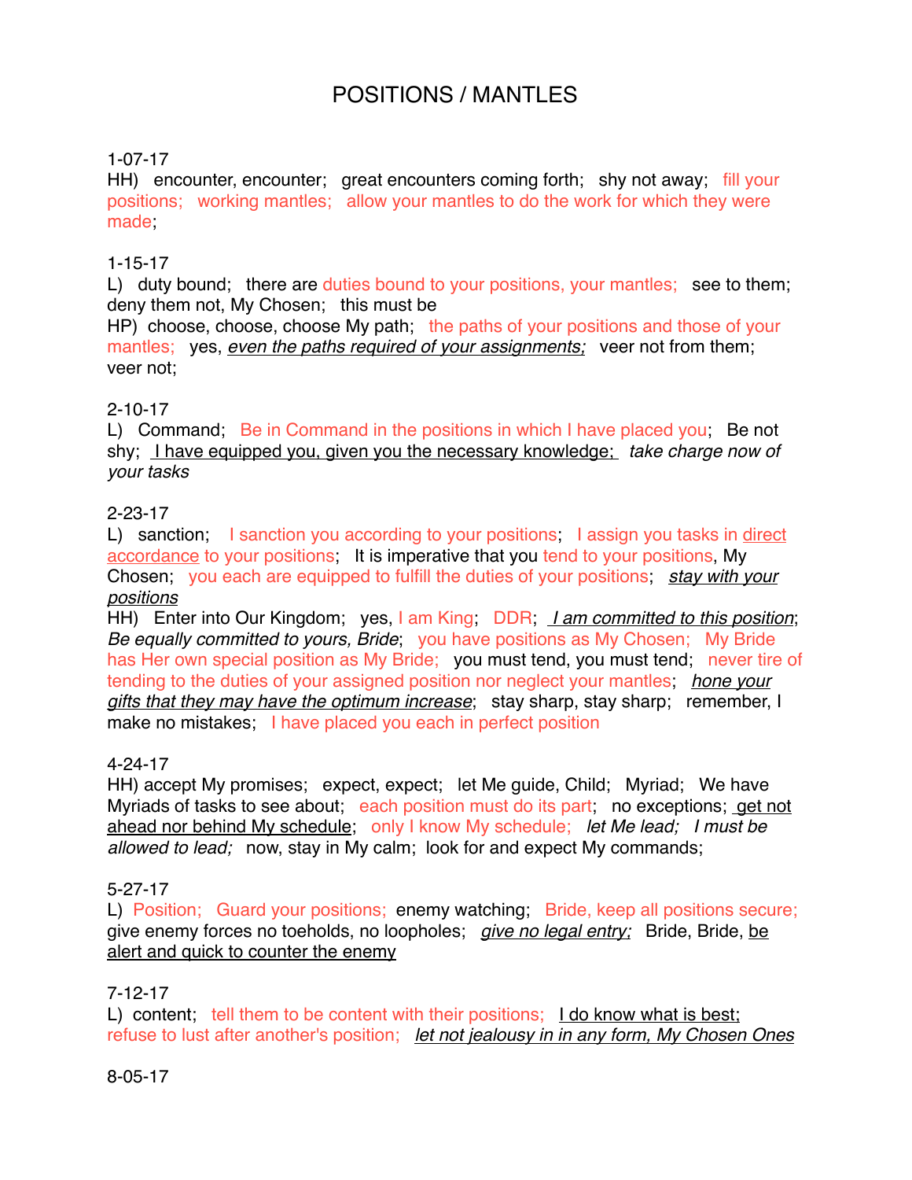# POSITIONS / MANTLES

1-07-17

HH) encounter, encounter; great encounters coming forth; shy not away; fill your positions; working mantles; allow your mantles to the work for which they were made;

1-15-17

L) duty bound; there are duties bound to your positions, your mantles; see to them; deny them not, My Chosen; this must be

HP) choose, choose, choose My path; the paths of your positions and those of your mantles; yes, *even the paths required of your assignments;* veer not from them; veer not;

2-10-17

L) Command; Be in Command in the positions in which I have placed you; Be not shy; I have equipped you, given you the necessary knowledge; *take charge now of your tasks*

2-23-17

L) sanction; I sanction you according to your positions; I assign you tasks in direct accordance to your positions; It is imperative that you tend to your positions, My Chosen; you each are equipped to fulfill the duties of your positions; *stay with your positions*

HH) Enter into Our Kingdom; yes, I am King; DDR; *I am committed to this position*; *Be equally committed to yours, Bride*; you have positions as My Chosen; My Bride has Her own special position as My Bride; you must tend, you must tend; never tire of tending to the duties of your assigned position nor neglect your mantles; *hone your gifts that they may have the optimum increase*; stay sharp, stay sharp; remember, I make no mistakes; I have placed you each in perfect position

4-24-17

HH) accept My promises; expect, expect; let Me guide, Child; Myriad; We have Myriads of tasks to see about; each position must do its part; no exceptions; get not ahead nor behind My schedule; only I know My schedule; *let Me lead; I must be allowed to lead;* now, stay in My calm; look for and expect My commands;

5-27-17

L) Position; Guard your positions; enemy watching; Bride, keep all positions secure; give enemy forces no toeholds, no loopholes; *give no legal entry;* Bride, Bride, be alert and quick to counter the enemy

7-12-17

L) content; tell them to be content with their positions; I do know what is best; refuse to lust after another's position; *let not jealousy in in any form, My Chosen Ones*

8-05-17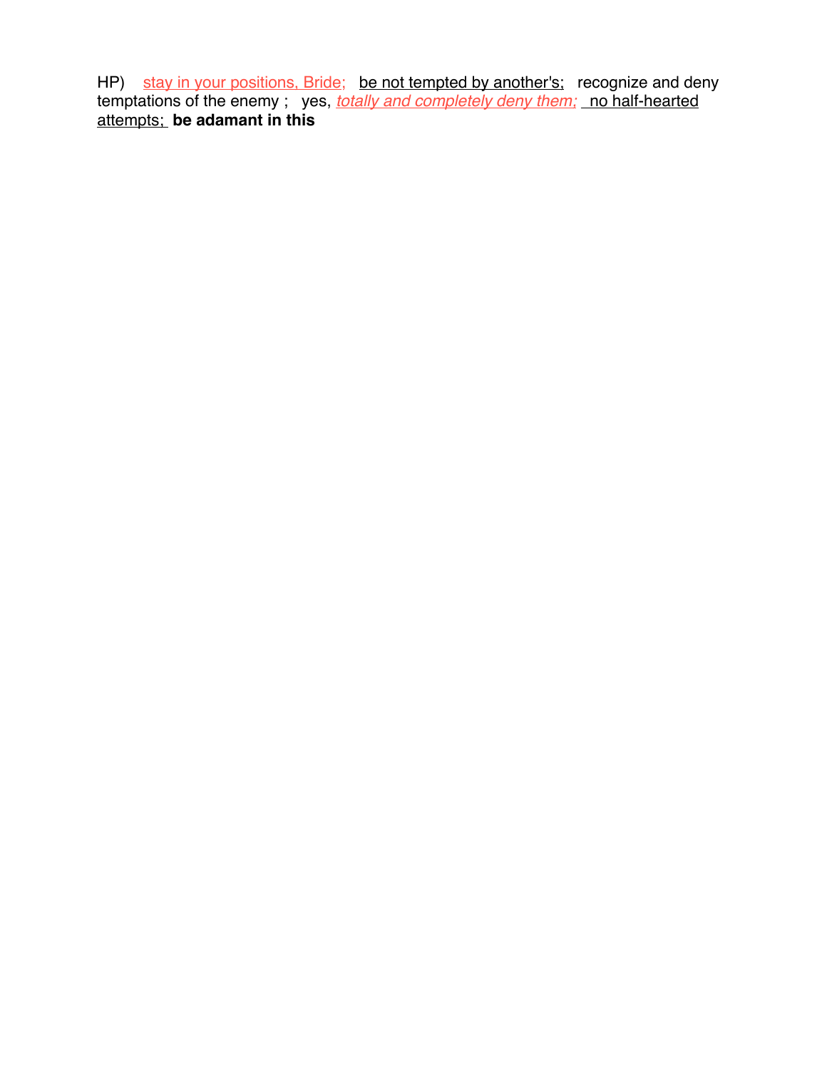HP) <u>stay in your positions, Bride;</u> <u>be not tempted by another's;</u> recognize and deny temptations of the enemy ; yes, <u>*totally and completely deny them;*</u> <u>no half-hearted attempts;</u> **be adamant in this**